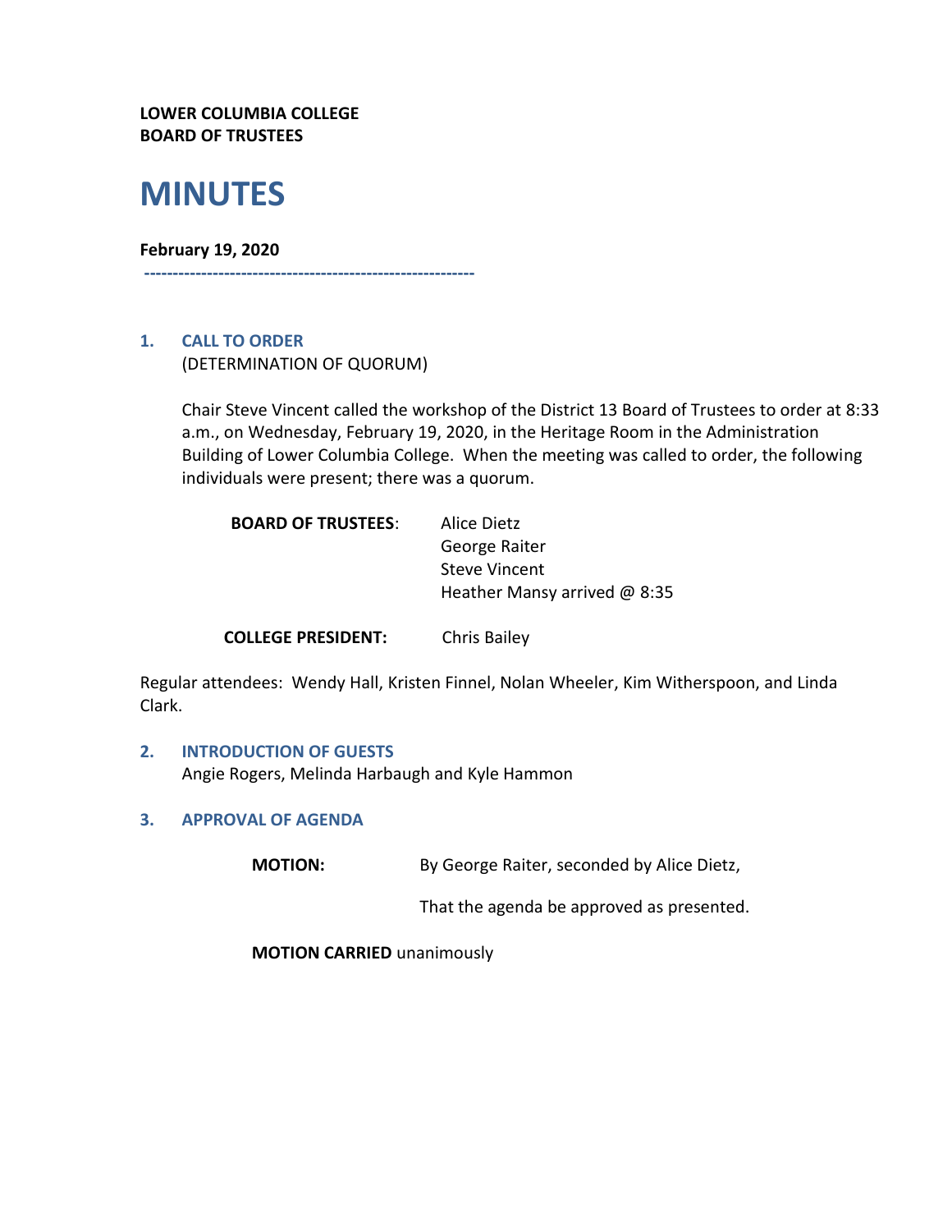**LOWER COLUMBIA COLLEGE**
**BOARD OF TRUSTEES**

# MINUTES

**February 19, 2020**

---

## 1. CALL TO ORDER

(DETERMINATION OF QUORUM)

Chair Steve Vincent called the workshop of the District 13 Board of Trustees to order at 8:33 a.m., on Wednesday, February 19, 2020, in the Heritage Room in the Administration Building of Lower Columbia College. When the meeting was called to order, the following individuals were present; there was a quorum.

**BOARD OF TRUSTEES**: Alice Dietz
George Raiter
Steve Vincent
Heather Mansy arrived @ 8:35

**COLLEGE PRESIDENT:** Chris Bailey

Regular attendees: Wendy Hall, Kristen Finnel, Nolan Wheeler, Kim Witherspoon, and Linda Clark.

## 2. INTRODUCTION OF GUESTS

Angie Rogers, Melinda Harbaugh and Kyle Hammon

## 3. APPROVAL OF AGENDA

**MOTION:** By George Raiter, seconded by Alice Dietz,

That the agenda be approved as presented.

**MOTION CARRIED** unanimously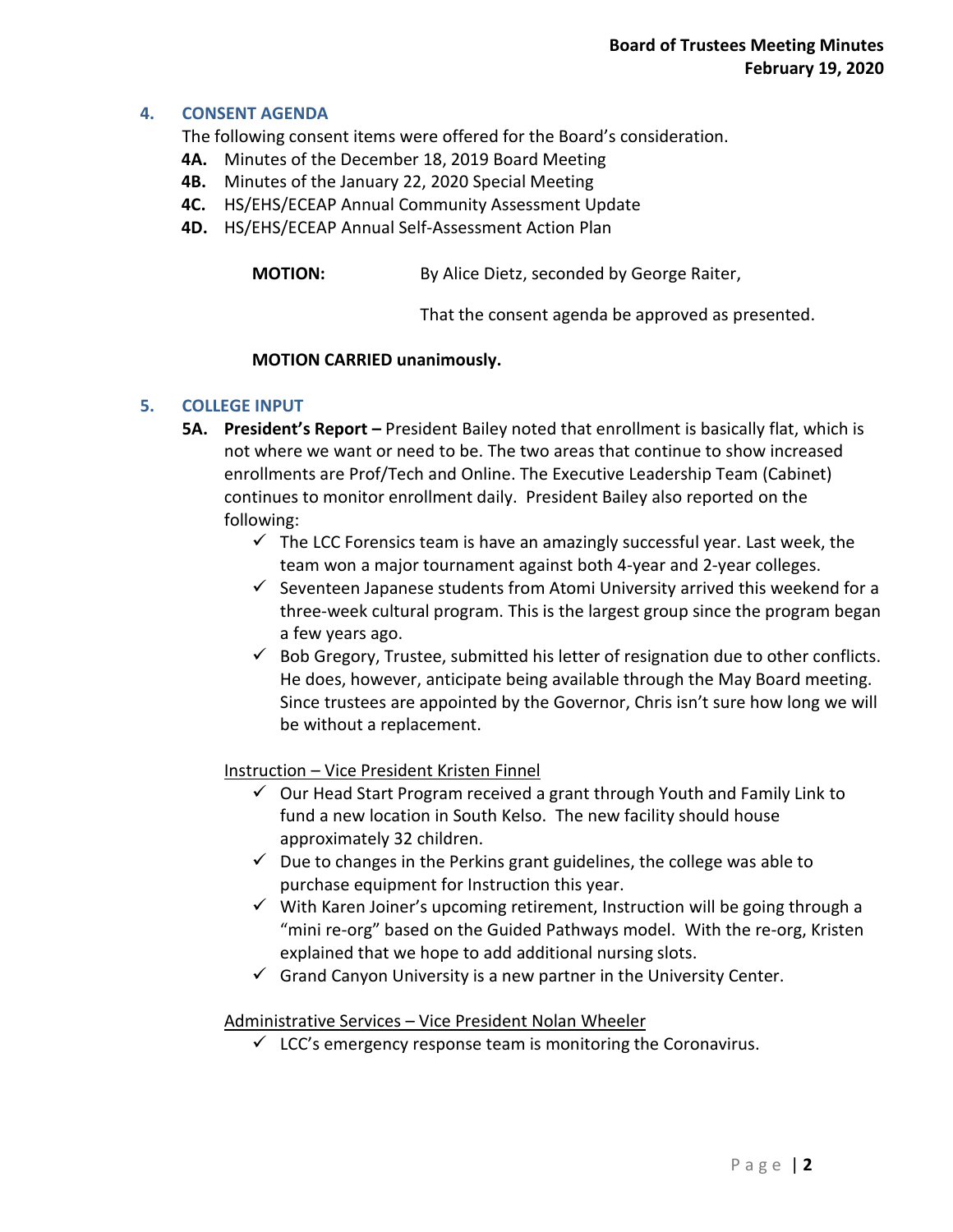## 4. CONSENT AGENDA

The following consent items were offered for the Board's consideration.

- **4A.** Minutes of the December 18, 2019 Board Meeting
- **4B.** Minutes of the January 22, 2020 Special Meeting
- **4C.** HS/EHS/ECEAP Annual Community Assessment Update
- **4D.** HS/EHS/ECEAP Annual Self-Assessment Action Plan

**MOTION:** By Alice Dietz, seconded by George Raiter,

That the consent agenda be approved as presented.

**MOTION CARRIED unanimously.**

## 5. COLLEGE INPUT

**5A. President's Report –** President Bailey noted that enrollment is basically flat, which is not where we want or need to be. The two areas that continue to show increased enrollments are Prof/Tech and Online. The Executive Leadership Team (Cabinet) continues to monitor enrollment daily. President Bailey also reported on the following:

- ✓ The LCC Forensics team is have an amazingly successful year. Last week, the team won a major tournament against both 4-year and 2-year colleges.
- ✓ Seventeen Japanese students from Atomi University arrived this weekend for a three-week cultural program. This is the largest group since the program began a few years ago.
- ✓ Bob Gregory, Trustee, submitted his letter of resignation due to other conflicts. He does, however, anticipate being available through the May Board meeting. Since trustees are appointed by the Governor, Chris isn't sure how long we will be without a replacement.

Instruction – Vice President Kristen Finnel

- ✓ Our Head Start Program received a grant through Youth and Family Link to fund a new location in South Kelso. The new facility should house approximately 32 children.
- ✓ Due to changes in the Perkins grant guidelines, the college was able to purchase equipment for Instruction this year.
- ✓ With Karen Joiner's upcoming retirement, Instruction will be going through a "mini re-org" based on the Guided Pathways model. With the re-org, Kristen explained that we hope to add additional nursing slots.
- ✓ Grand Canyon University is a new partner in the University Center.

Administrative Services – Vice President Nolan Wheeler

- ✓ LCC's emergency response team is monitoring the Coronavirus.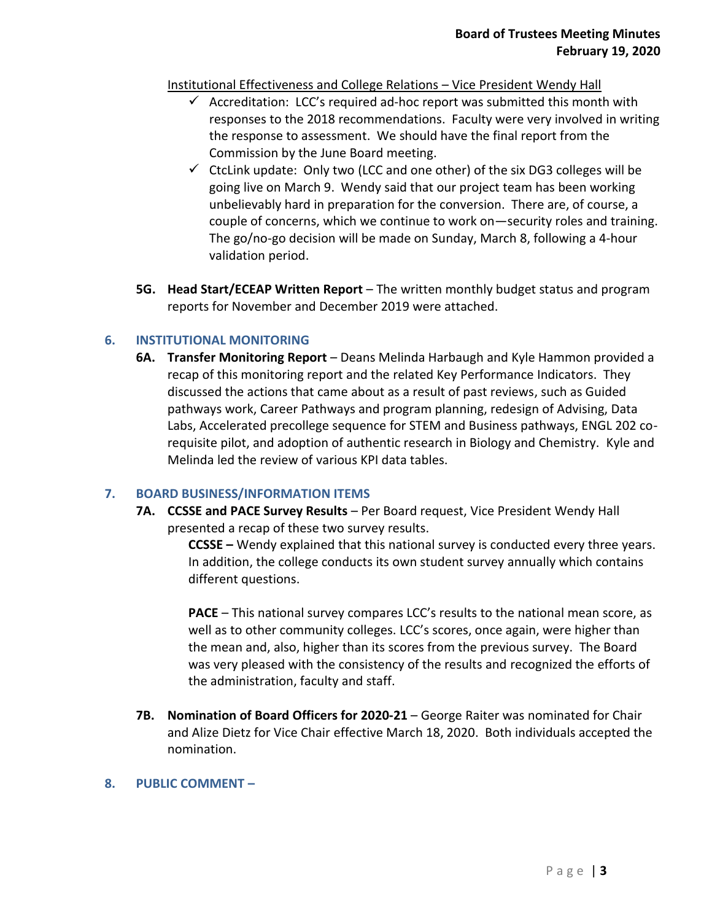Institutional Effectiveness and College Relations – Vice President Wendy Hall

- ✓ Accreditation: LCC's required ad-hoc report was submitted this month with responses to the 2018 recommendations. Faculty were very involved in writing the response to assessment. We should have the final report from the Commission by the June Board meeting.
- ✓ CtcLink update: Only two (LCC and one other) of the six DG3 colleges will be going live on March 9. Wendy said that our project team has been working unbelievably hard in preparation for the conversion. There are, of course, a couple of concerns, which we continue to work on—security roles and training. The go/no-go decision will be made on Sunday, March 8, following a 4-hour validation period.

**5G. Head Start/ECEAP Written Report** – The written monthly budget status and program reports for November and December 2019 were attached.

## 6. INSTITUTIONAL MONITORING

**6A. Transfer Monitoring Report** – Deans Melinda Harbaugh and Kyle Hammon provided a recap of this monitoring report and the related Key Performance Indicators. They discussed the actions that came about as a result of past reviews, such as Guided pathways work, Career Pathways and program planning, redesign of Advising, Data Labs, Accelerated precollege sequence for STEM and Business pathways, ENGL 202 co-requisite pilot, and adoption of authentic research in Biology and Chemistry. Kyle and Melinda led the review of various KPI data tables.

## 7. BOARD BUSINESS/INFORMATION ITEMS

**7A. CCSSE and PACE Survey Results** – Per Board request, Vice President Wendy Hall presented a recap of these two survey results.

**CCSSE –** Wendy explained that this national survey is conducted every three years. In addition, the college conducts its own student survey annually which contains different questions.

**PACE** – This national survey compares LCC's results to the national mean score, as well as to other community colleges. LCC's scores, once again, were higher than the mean and, also, higher than its scores from the previous survey. The Board was very pleased with the consistency of the results and recognized the efforts of the administration, faculty and staff.

**7B. Nomination of Board Officers for 2020-21** – George Raiter was nominated for Chair and Alize Dietz for Vice Chair effective March 18, 2020. Both individuals accepted the nomination.

## 8. PUBLIC COMMENT –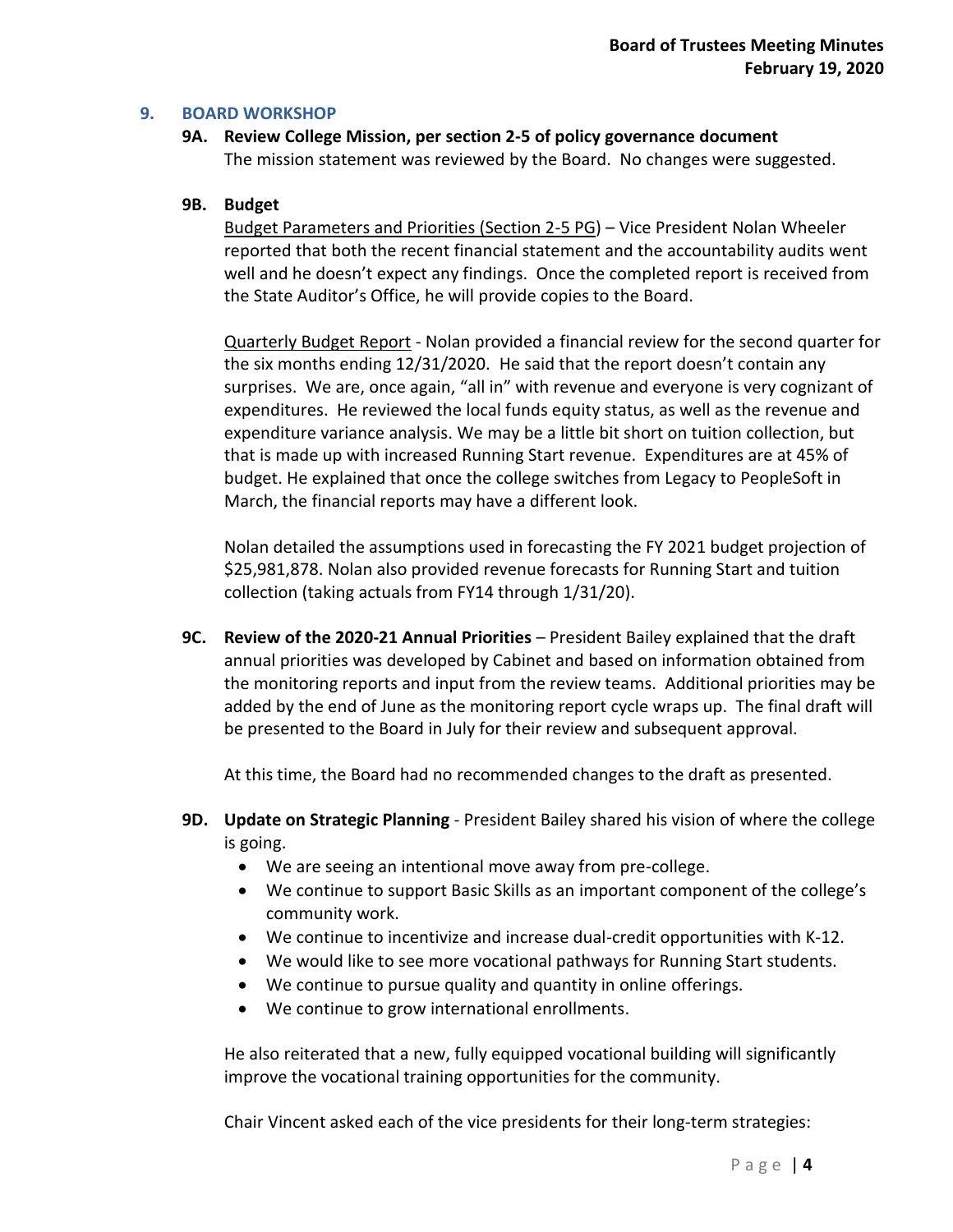## 9. BOARD WORKSHOP

### 9A. Review College Mission, per section 2-5 of policy governance document

The mission statement was reviewed by the Board. No changes were suggested.

### 9B. Budget

Budget Parameters and Priorities (Section 2-5 PG) – Vice President Nolan Wheeler reported that both the recent financial statement and the accountability audits went well and he doesn't expect any findings. Once the completed report is received from the State Auditor's Office, he will provide copies to the Board.

Quarterly Budget Report - Nolan provided a financial review for the second quarter for the six months ending 12/31/2020. He said that the report doesn't contain any surprises. We are, once again, "all in" with revenue and everyone is very cognizant of expenditures. He reviewed the local funds equity status, as well as the revenue and expenditure variance analysis. We may be a little bit short on tuition collection, but that is made up with increased Running Start revenue. Expenditures are at 45% of budget. He explained that once the college switches from Legacy to PeopleSoft in March, the financial reports may have a different look.

Nolan detailed the assumptions used in forecasting the FY 2021 budget projection of $25,981,878. Nolan also provided revenue forecasts for Running Start and tuition collection (taking actuals from FY14 through 1/31/20).

### 9C. Review of the 2020-21 Annual Priorities

President Bailey explained that the draft annual priorities was developed by Cabinet and based on information obtained from the monitoring reports and input from the review teams. Additional priorities may be added by the end of June as the monitoring report cycle wraps up. The final draft will be presented to the Board in July for their review and subsequent approval.

At this time, the Board had no recommended changes to the draft as presented.

### 9D. Update on Strategic Planning

President Bailey shared his vision of where the college is going.

- We are seeing an intentional move away from pre-college.
- We continue to support Basic Skills as an important component of the college's community work.
- We continue to incentivize and increase dual-credit opportunities with K-12.
- We would like to see more vocational pathways for Running Start students.
- We continue to pursue quality and quantity in online offerings.
- We continue to grow international enrollments.

He also reiterated that a new, fully equipped vocational building will significantly improve the vocational training opportunities for the community.

Chair Vincent asked each of the vice presidents for their long-term strategies: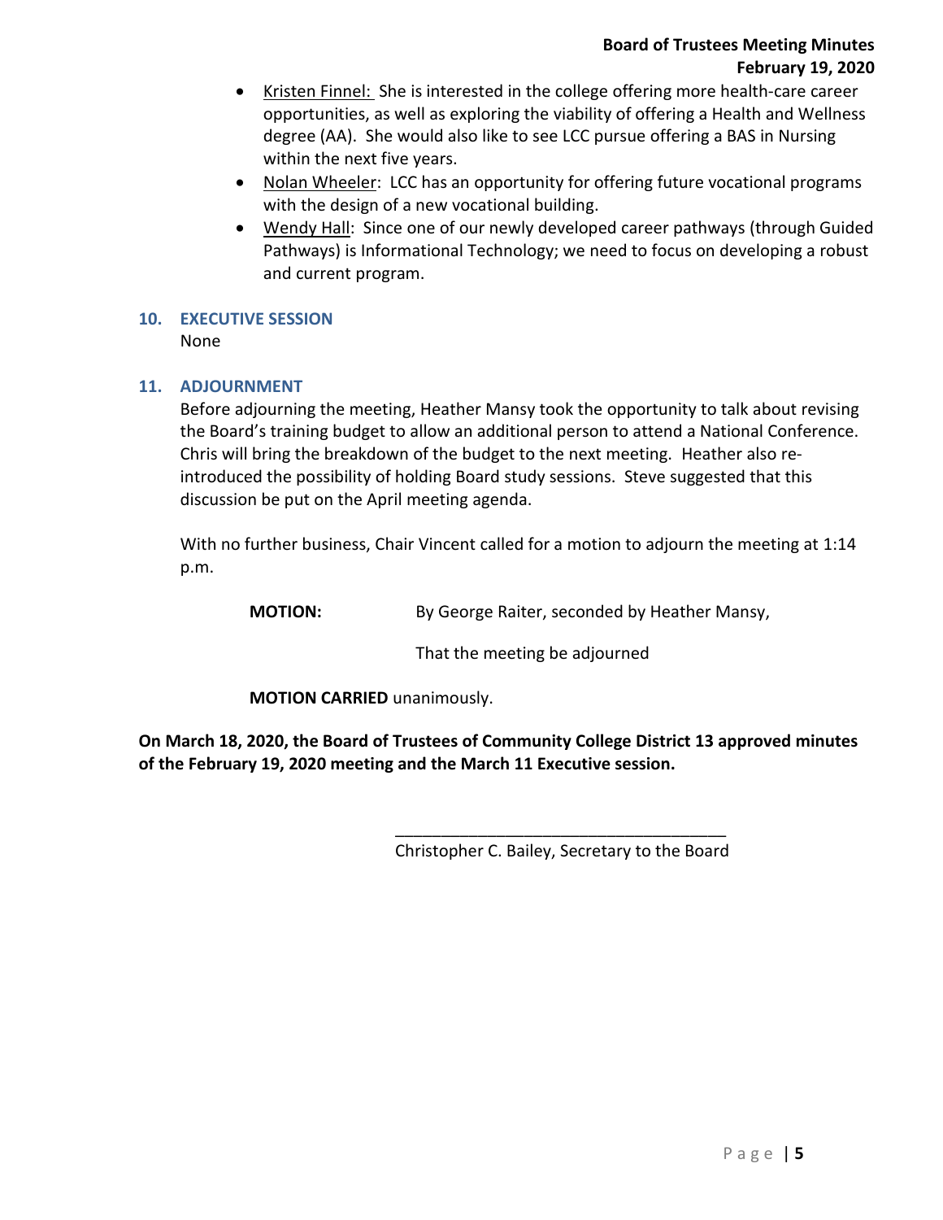- Kristen Finnel: She is interested in the college offering more health-care career opportunities, as well as exploring the viability of offering a Health and Wellness degree (AA). She would also like to see LCC pursue offering a BAS in Nursing within the next five years.
- Nolan Wheeler: LCC has an opportunity for offering future vocational programs with the design of a new vocational building.
- Wendy Hall: Since one of our newly developed career pathways (through Guided Pathways) is Informational Technology; we need to focus on developing a robust and current program.

## 10. EXECUTIVE SESSION

None

## 11. ADJOURNMENT

Before adjourning the meeting, Heather Mansy took the opportunity to talk about revising the Board's training budget to allow an additional person to attend a National Conference. Chris will bring the breakdown of the budget to the next meeting. Heather also re-introduced the possibility of holding Board study sessions. Steve suggested that this discussion be put on the April meeting agenda.

With no further business, Chair Vincent called for a motion to adjourn the meeting at 1:14 p.m.

**MOTION:** By George Raiter, seconded by Heather Mansy,

That the meeting be adjourned

**MOTION CARRIED** unanimously.

**On March 18, 2020, the Board of Trustees of Community College District 13 approved minutes of the February 19, 2020 meeting and the March 11 Executive session.**

\_\_\_\_\_\_\_\_\_\_\_\_\_\_\_\_\_\_\_\_\_\_\_\_\_\_\_\_\_\_\_\_\_\_\_\_

Christopher C. Bailey, Secretary to the Board